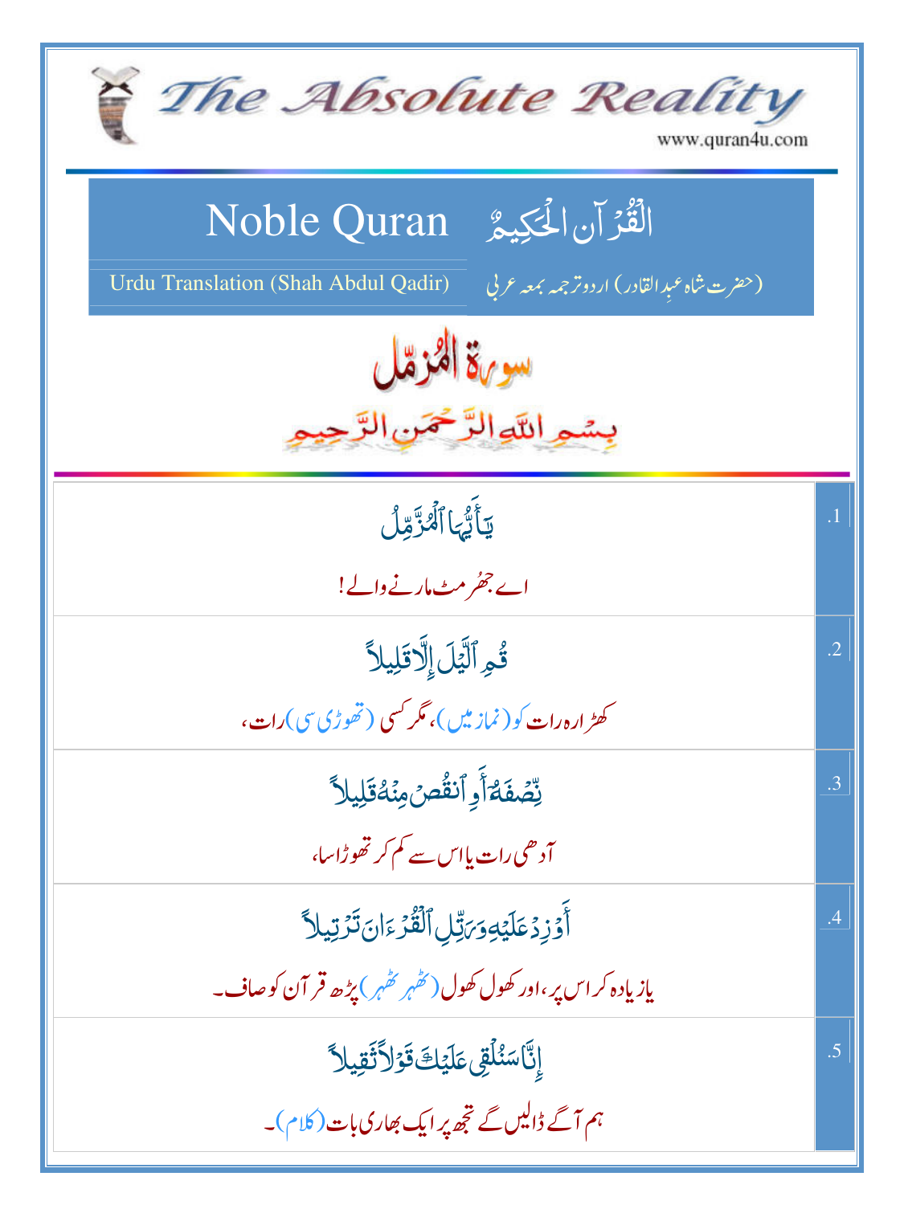# The Absolute Reality

www.quran4u.com

## Noble Quran — الْقُرْآن الْحَكِيمُ

Urdu Translation (Shah Abdul Qadir) — (حضرت شاہ عبدالقادر) اردو ترجمہ بمعہ عربی

## سورة المزمل

بِسْمِ اللَّهِ الرَّحْمَنِ الرَّحِيمِ

| | |
|---|---|
| .1 | يَاأَيُّهَا ٱلْمُزَّمِّلُ<br>اے جھُرمٹ مارنے والے! |
| .2 | قُمِ ٱلَّيْلَ إِلَّا قَلِيلاً<br>کھڑا رہ رات کو (نماز میں)، مگر کسی (تھوڑی سی) رات، |
| .3 | نِّصْفَهُۥٓ أَوِ ٱنقُصْ مِنْهُ قَلِيلاً<br>آدھی رات یا اس سے کم کر تھوڑا سا، |
| .4 | أَوْ زِدْ عَلَيْهِ وَرَتِّلِ ٱلْقُرْءَانَ تَرْتِيلاً<br>یا زیادہ کر اس پر، اور کھول کھول (ٹھہر ٹھہر) پڑھ قرآن کو صاف۔ |
| .5 | إِنَّا سَنُلْقِى عَلَيْكَ قَوْلاً ثَقِيلاً<br>ہم آگے ڈالیں گے تجھ پر ایک بھاری بات (کلام)۔ |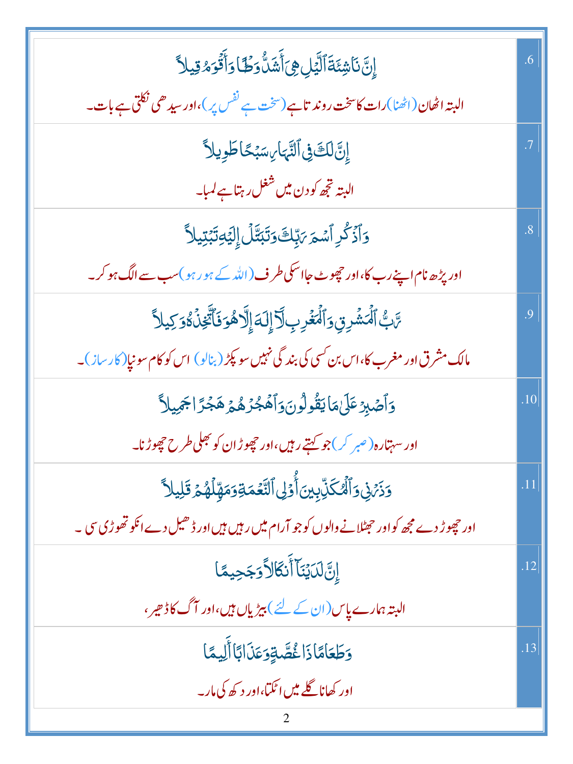| | |
|---|---|
| إِنَّ نَاشِئَةَ ٱلَّيۡلِ هِيَ أَشَدُّ وَطۡـًٔا وَأَقۡوَمُ قِيلًا<br>البتہ اٹھان (اٹھنا) رات کا سخت روندتا ہے (سخت ہے نفس پر)، اور سیدھی نکلتی ہے بات۔ | .6 |
| إِنَّ لَكَ فِي ٱلنَّهَارِ سَبۡحًا طَوِيلًا<br>البتہ تجھ کو دن میں شغل رہتا ہے لمبا۔ | .7 |
| وَٱذۡكُرِ ٱسۡمَ رَبِّكَ وَتَبَتَّلۡ إِلَيۡهِ تَبۡتِيلًا<br>اور پڑھ نام اپنے رب کا، اور چھوٹ جا اسکی طرف (اللہ کے ہو رہو) سب سے الگ ہو کر۔ | .8 |
| رَّبُّ ٱلۡمَشۡرِقِ وَٱلۡمَغۡرِبِ لَآ إِلَٰهَ إِلَّا هُوَ فَٱتَّخِذۡهُ وَكِيلًا<br>مالک مشرق اور مغرب کا، اس بن کسی کی بندگی نہیں سو پکڑ (بنالو) اس کو کام سونپا (کارساز)۔ | .9 |
| وَٱصۡبِرۡ عَلَىٰ مَا يَقُولُونَ وَٱهۡجُرۡهُمۡ هَجۡرًا جَمِيلًا<br>اور سہتا رہ (صبر کر) جو کہتے رہیں، اور چھوڑ ان کو بھلی طرح چھوڑنا۔ | .10 |
| وَذَرۡنِي وَٱلۡمُكَذِّبِينَ أُوْلِي ٱلنَّعۡمَةِ وَمَهِّلۡهُمۡ قَلِيلًا<br>اور چھوڑ دے مجھ کو اور جھٹلانے والوں کو جو آرام میں رہیں ہیں اور ڈھیل دے انکو تھوڑی سی ۔ | .11 |
| إِنَّ لَدَيۡنَآ أَنكَالًا وَجَحِيمًا<br>البتہ ہمارے پاس (ان کے لئے) بیڑیاں ہیں، اور آگ کا ڈھیر، | .12 |
| وَطَعَامًا ذَا غُصَّةٍ وَعَذَابًا أَلِيمًا<br>اور کھانا گلے میں اٹکتا، اور دکھ کی مار۔ | .13 |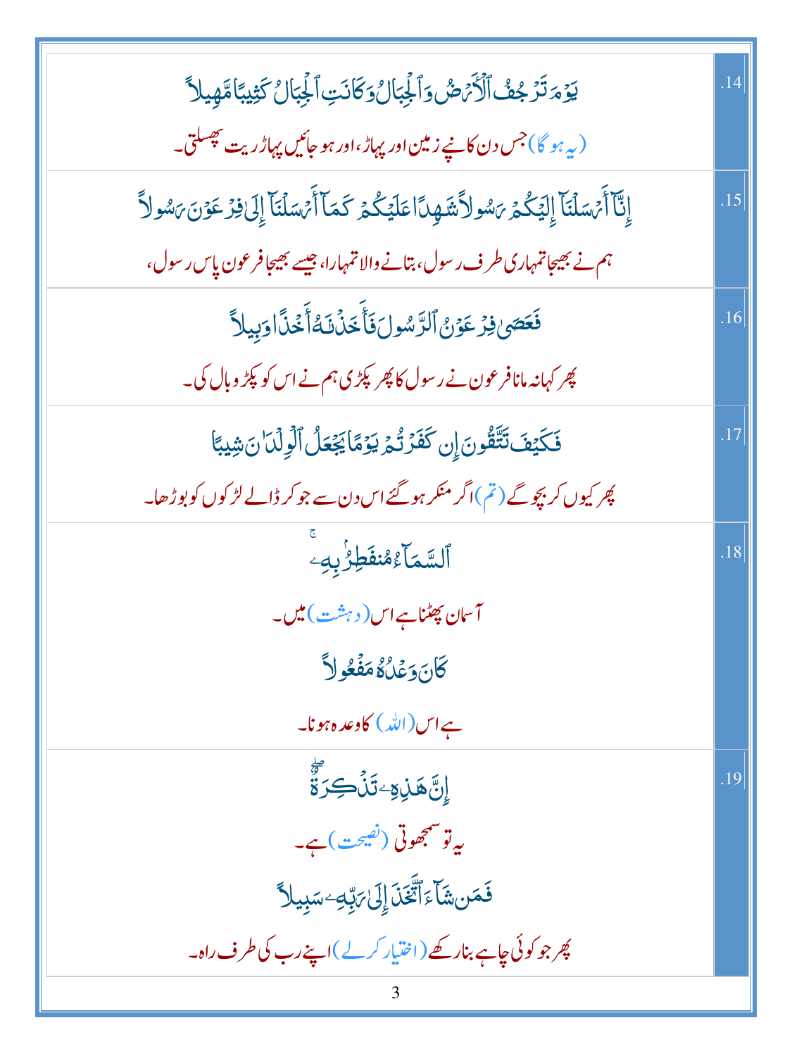| | |
|---|---|
| يَوْمَ تَرْجُفُ ٱلْأَرْضُ وَٱلْجِبَالُ وَكَانَتِ ٱلْجِبَالُ كَثِيبًا مَّهِيلاً<br><br>(یہ ہو گا) جس دن کانپے زمین اور پہاڑ، اور ہو جائیں پہاڑ ریت پھسلتی۔ | .14 |
| إِنَّآ أَرْسَلْنَآ إِلَيْكُمْ رَسُولاً شَٰهِدًا عَلَيْكُمْ كَمَآ أَرْسَلْنَآ إِلَىٰ فِرْعَوْنَ رَسُولاً<br><br>ہم نے بھیجا تمہاری طرف رسول، بتانے والا تمہارا، جیسے بھیجا فرعون پاس رسول، | .15 |
| فَعَصَىٰ فِرْعَوْنُ ٱلرَّسُولَ فَأَخَذْنَٰهُ أَخْذًا وَبِيلاً<br><br>پھر کہا نہ مانا فرعون نے رسول کا پھر پکڑی ہم نے اس کو پکڑ وبال کی۔ | .16 |
| فَكَيْفَ تَتَّقُونَ إِن كَفَرْتُمْ يَوْمًا يَجْعَلُ ٱلْوِلْدَٰنَ شِيبًا<br><br>پھر کیوں کر بچو گے (تم) اگر منکر ہو گئے اس دن سے جو کر ڈالے لڑکوں کو بوڑھا۔ | .17 |
| ٱلسَّمَآءُ مُنفَطِرٌۢ بِهِۦ<br><br>آسمان پھٹتا ہے اس (دہشت) میں۔<br><br>كَانَ وَعْدُهُۥ مَفْعُولاً<br><br>ہے اس (اللہ) کا وعدہ ہونا۔ | .18 |
| إِنَّ هَٰذِهِۦ تَذْكِرَةٌ<br><br>یہ تو سمجھوتی (نصیحت) ہے۔<br><br>فَمَن شَآءَ ٱتَّخَذَ إِلَىٰ رَبِّهِۦ سَبِيلاً<br><br>پھر جو کوئی چاہے بنا رکھے (اختیار کر لے) اپنے رب کی طرف راہ۔ | .19 |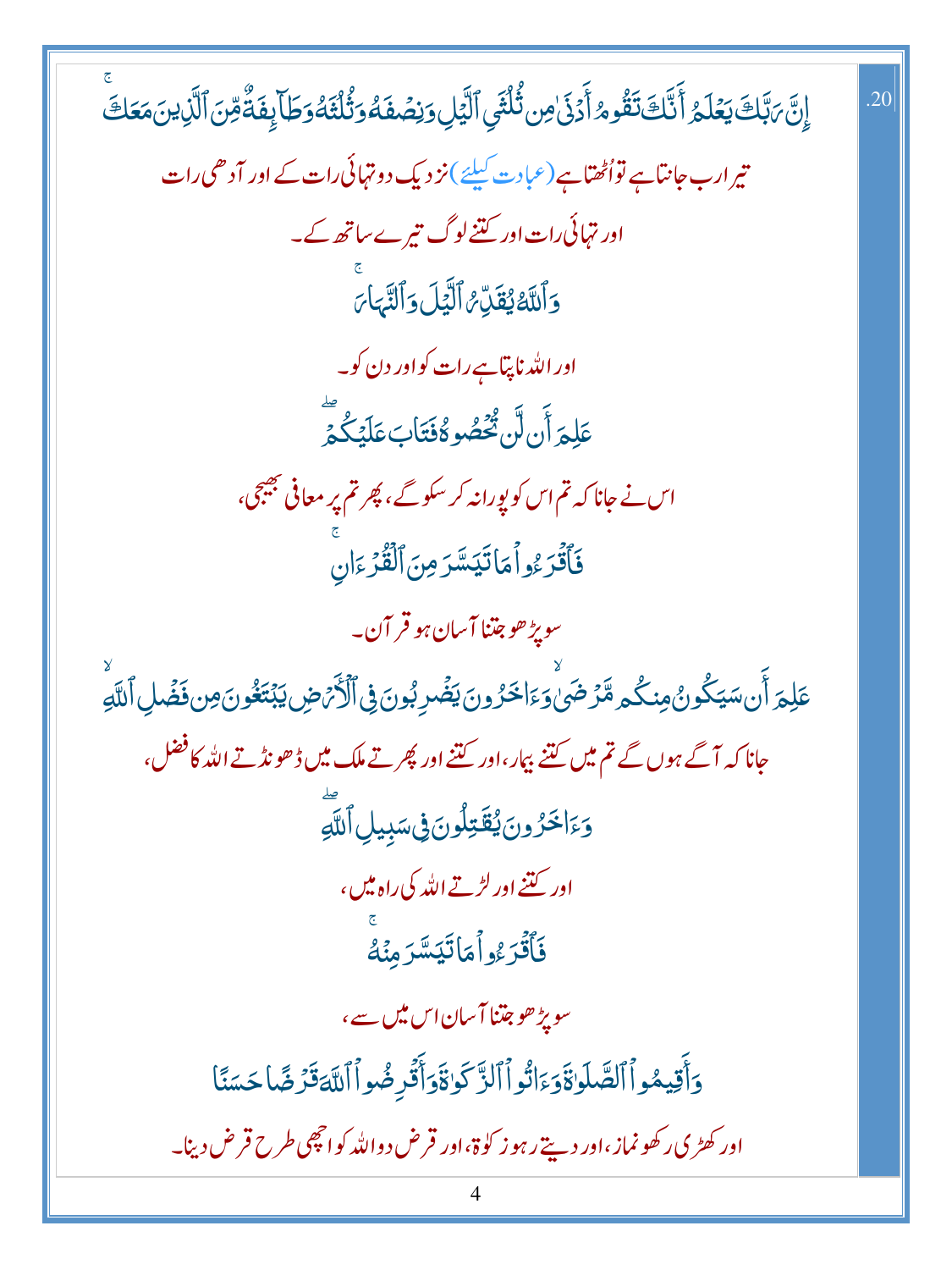.20 إِنَّ رَبَّكَ يَعۡلَمُ أَنَّكَ تَقُومُ أَدۡنَىٰ مِن ثُلُثَيِ ٱلَّيۡلِ وَنِصۡفَهُۥ وَثُلُثَهُۥ وَطَآئِفَةٞ مِّنَ ٱلَّذِينَ مَعَكَۚ

تیرا رب جانتا ہے تو اُٹھتا ہے (عبادت کیلئے) نزدیک دو تہائی رات کے اور آدھی رات

اور تہائی رات اور کتنے لوگ تیرے ساتھ کے۔

وَٱللَّهُ يُقَدِّرُ ٱلَّيۡلَ وَٱلنَّهَارَۚ

اور اللہ ناپتا ہے رات کو اور دن کو۔

عَلِمَ أَن لَّن تُحۡصُوهُ فَتَابَ عَلَيۡكُمۡۖ

اس نے جانا کہ تم اس کو پورا نہ کر سکو گے، پھر تم پر معافی بھیجی،

فَٱقۡرَءُواْ مَا تَيَسَّرَ مِنَ ٱلۡقُرۡءَانِۚ

سو پڑھو جتنا آسان ہو قرآن۔

عَلِمَ أَن سَيَكُونُ مِنكُم مَّرۡضَىٰ وَءَاخَرُونَ يَضۡرِبُونَ فِي ٱلۡأَرۡضِ يَبۡتَغُونَ مِن فَضۡلِ ٱللَّهِ

جانا کہ آگے ہوں گے تم میں کتنے بیمار، اور کتنے اور پھرتے ملک میں ڈھونڈتے اللہ کا فضل،

وَءَاخَرُونَ يُقَٰتِلُونَ فِي سَبِيلِ ٱللَّهِۖ

اور کتنے اور لڑتے اللہ کی راہ میں،

فَٱقۡرَءُواْ مَا تَيَسَّرَ مِنۡهُۚ

سو پڑھو جتنا آسان اس میں سے،

وَأَقِيمُواْ ٱلصَّلَوٰةَ وَءَاتُواْ ٱلزَّكَوٰةَ وَأَقۡرِضُواْ ٱللَّهَ قَرۡضًا حَسَنًا

اور کھڑی رکھو نماز، اور دیتے رہو زکوٰۃ، اور قرض دو اللہ کو اچھی طرح قرض دینا۔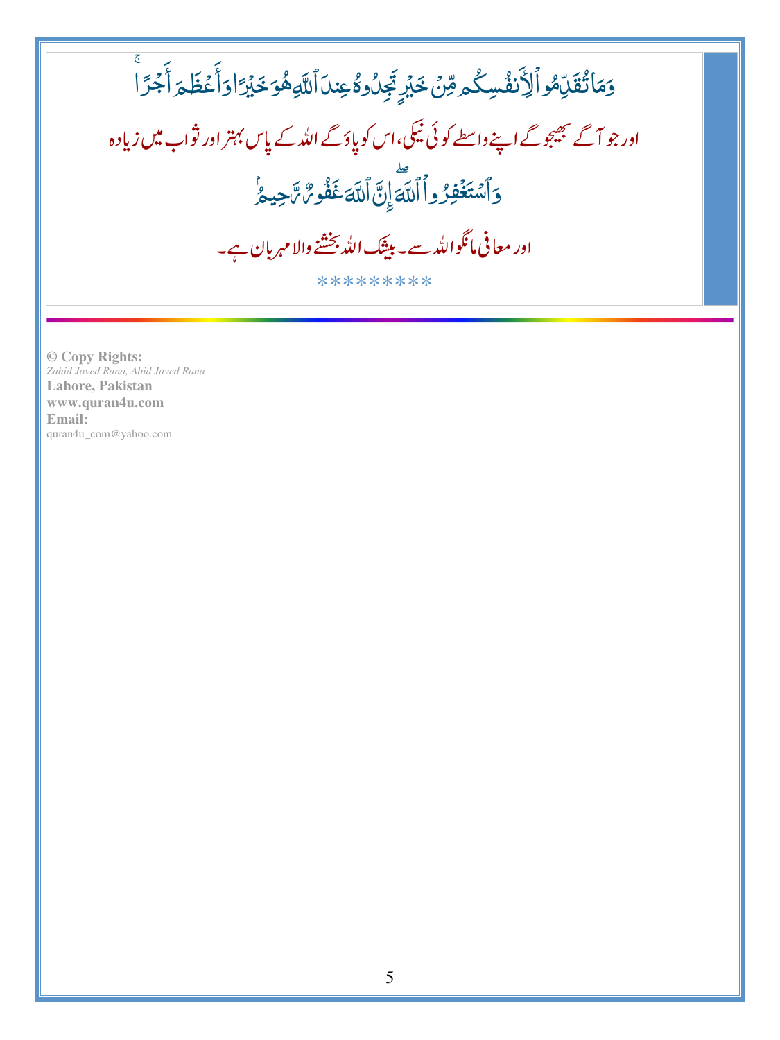وَمَا تُقَدِّمُوا لِأَنفُسِكُم مِّنْ خَيْرٍ تَجِدُوهُ عِندَ ٱللَّهِ هُوَ خَيْرًا وَأَعْظَمَ أَجْرًا ۚ

اور جو آگے بھیجو گے اپنے واسطے کوئی نیکی، اس کو پاؤ گے اللہ کے پاس بہتر اور ثواب میں زیادہ

وَٱسْتَغْفِرُوا ٱللَّهَ ۖ إِنَّ ٱللَّهَ غَفُورٌ رَّحِيمٌ

اور معافی مانگو اللہ سے۔ بیشک اللہ بخشنے والا مہربان ہے۔

*********

**© Copy Rights:**
*Zahid Javed Rana, Abid Javed Rana*
**Lahore, Pakistan**
**www.quran4u.com**
**Email:**
quran4u_com@yahoo.com